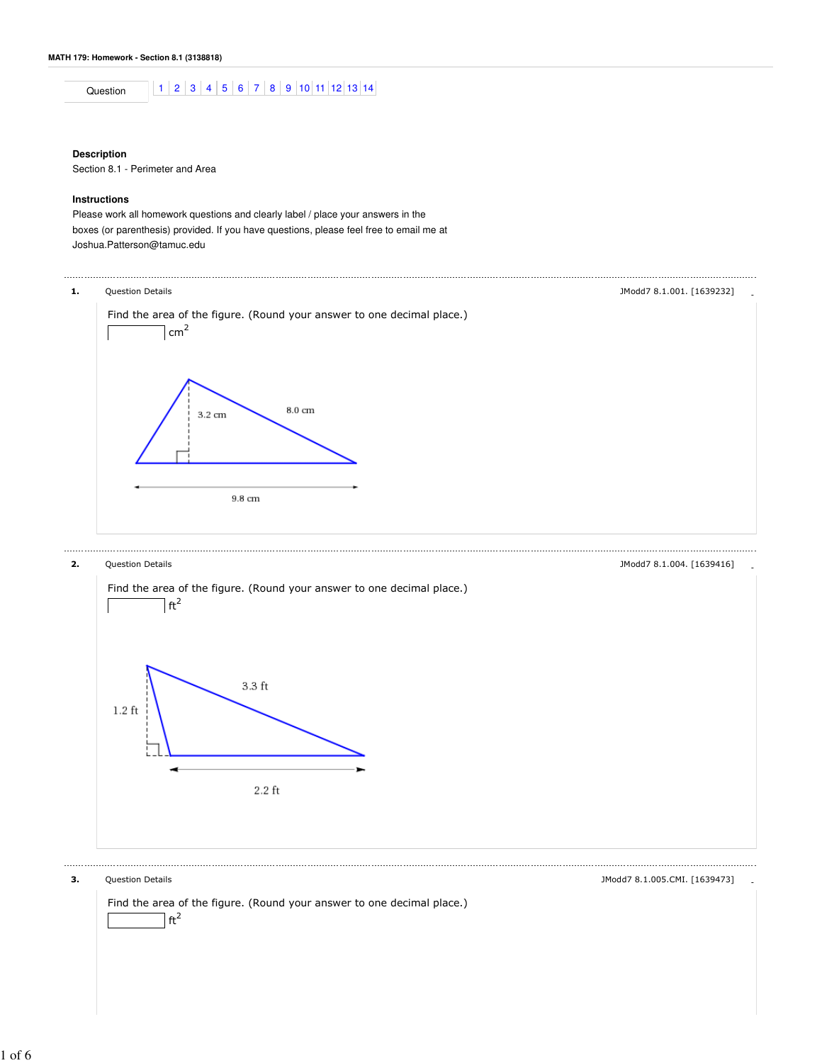**MATH 179: Homework - Section 8.1 (3138818)**

| Question | 1 | 2 | 3 | 4 | 5 | 6 | 7 | 8 | 9 | 10 | 11 | 12 | 13 | 14 |
|---|---|---|---|---|---|---|---|---|---|---|---|---|---|---|

### Description

Section 8.1 - Perimeter and Area

### Instructions

Please work all homework questions and clearly label / place your answers in the boxes (or parenthesis) provided. If you have questions, please feel free to email me at Joshua.Patterson@tamuc.edu

---

**1.** Question Details — JModd7 8.1.001. [1639232]

Find the area of the figure. (Round your answer to one decimal place.)

[ ] $cm^2$

3.2 cm

8.0 cm

9.8 cm

---

**2.** Question Details — JModd7 8.1.004. [1639416]

Find the area of the figure. (Round your answer to one decimal place.)

[ ] $ft^2$

3.3 ft

1.2 ft

2.2 ft

---

**3.** Question Details — JModd7 8.1.005.CMI. [1639473]

Find the area of the figure. (Round your answer to one decimal place.)

[ ] $ft^2$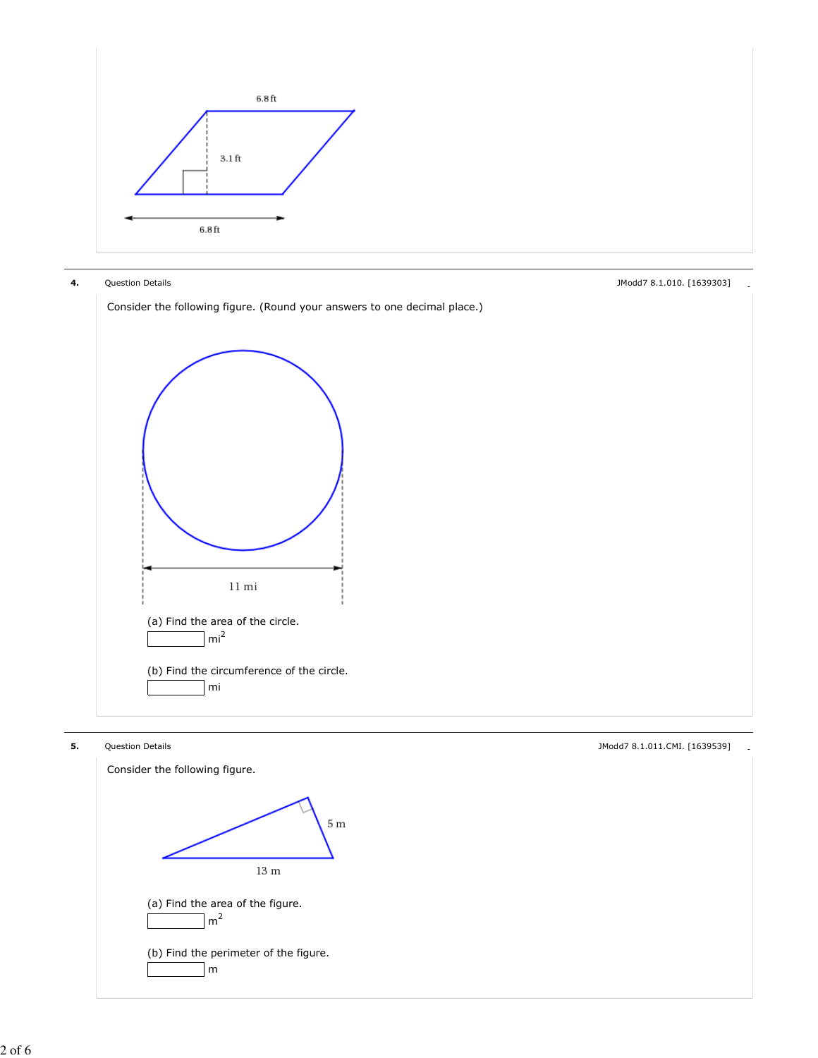6.8 ft

3.1 ft

6.8 ft

**4.** Question Details JModd7 8.1.010. [1639303]

Consider the following figure. (Round your answers to one decimal place.)

11 mi

(a) Find the area of the circle.

_____ $mi^2$

(b) Find the circumference of the circle.

_____ mi

**5.** Question Details JModd7 8.1.011.CMI. [1639539]

Consider the following figure.

5 m

13 m

(a) Find the area of the figure.

_____ $m^2$

(b) Find the perimeter of the figure.

_____ m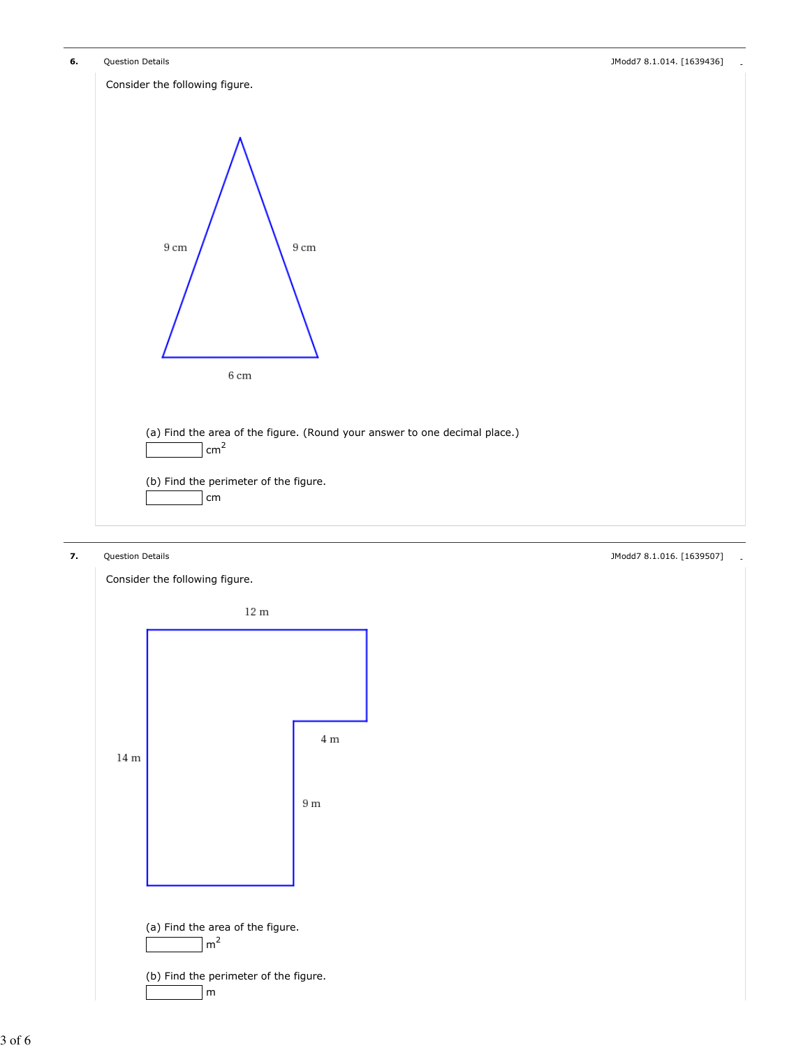**6.** Question Details JModd7 8.1.014. [1639436]

Consider the following figure.

9 cm

9 cm

6 cm

(a) Find the area of the figure. (Round your answer to one decimal place.)

____ $cm^2$

(b) Find the perimeter of the figure.

____ cm

**7.** Question Details JModd7 8.1.016. [1639507]

Consider the following figure.

12 m

4 m

14 m

9 m

(a) Find the area of the figure.

____ $m^2$

(b) Find the perimeter of the figure.

____ m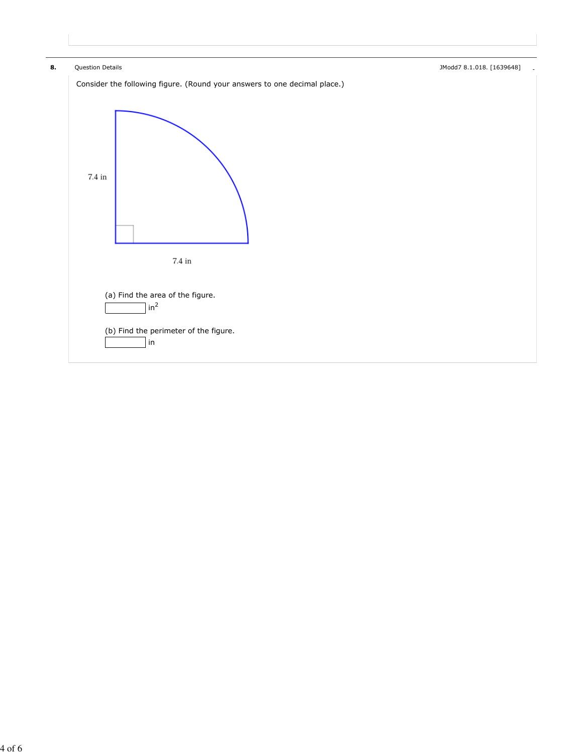**8.** Question Details JModd7 8.1.018. [1639648]

Consider the following figure. (Round your answers to one decimal place.)

7.4 in

7.4 in

(a) Find the area of the figure.

\_\_\_\_\_\_ $in^2$

(b) Find the perimeter of the figure.

\_\_\_\_\_\_ in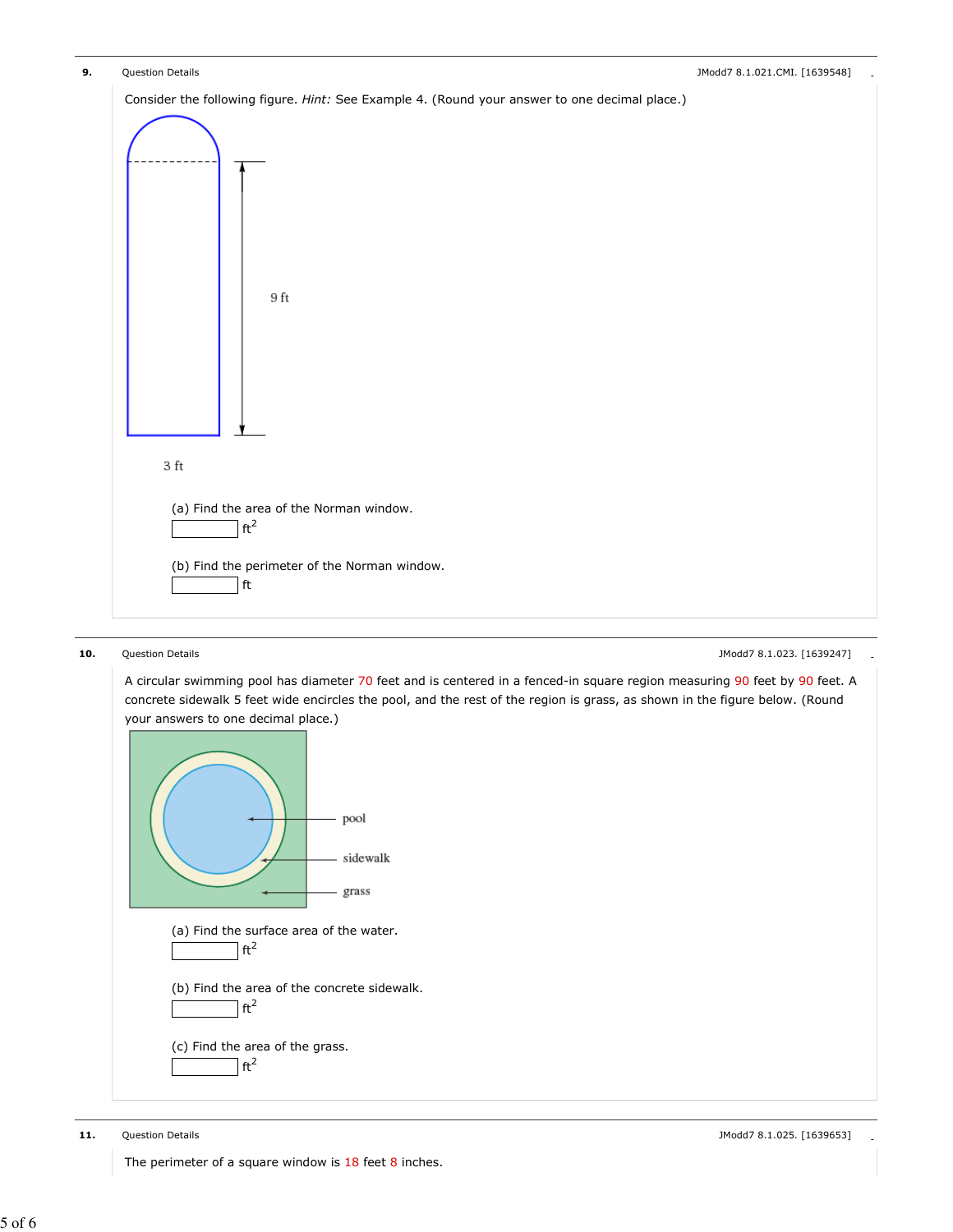**9.** Question Details — JModd7 8.1.021.CMI. [1639548]

Consider the following figure. *Hint:* See Example 4. (Round your answer to one decimal place.)

9 ft

3 ft

(a) Find the area of the Norman window.

______ $ft^2$

(b) Find the perimeter of the Norman window.

______ ft

**10.** Question Details — JModd7 8.1.023. [1639247]

A circular swimming pool has diameter 70 feet and is centered in a fenced-in square region measuring 90 feet by 90 feet. A concrete sidewalk 5 feet wide encircles the pool, and the rest of the region is grass, as shown in the figure below. (Round your answers to one decimal place.)

pool

sidewalk

grass

(a) Find the surface area of the water.

______ $ft^2$

(b) Find the area of the concrete sidewalk.

______ $ft^2$

(c) Find the area of the grass.

______ $ft^2$

**11.** Question Details — JModd7 8.1.025. [1639653]

The perimeter of a square window is 18 feet 8 inches.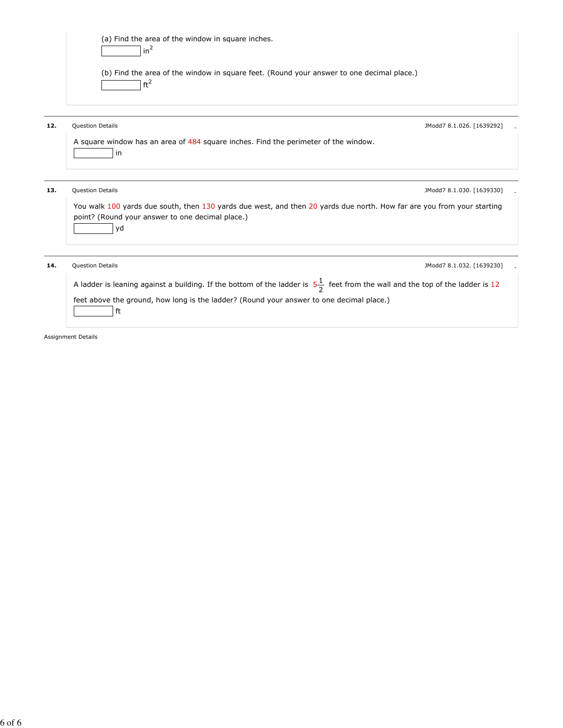(a) Find the area of the window in square inches.

_____ $in^2$

(b) Find the area of the window in square feet. (Round your answer to one decimal place.)

_____ $ft^2$

---

**12.** Question Details — JModd7 8.1.026. [1639292]

A square window has an area of 484 square inches. Find the perimeter of the window.

_____ in

---

**13.** Question Details — JModd7 8.1.030. [1639330]

You walk 100 yards due south, then 130 yards due west, and then 20 yards due north. How far are you from your starting point? (Round your answer to one decimal place.)

_____ yd

---

**14.** Question Details — JModd7 8.1.032. [1639230]

A ladder is leaning against a building. If the bottom of the ladder is $5\frac{1}{2}$ feet from the wall and the top of the ladder is 12 feet above the ground, how long is the ladder? (Round your answer to one decimal place.)

_____ ft

Assignment Details